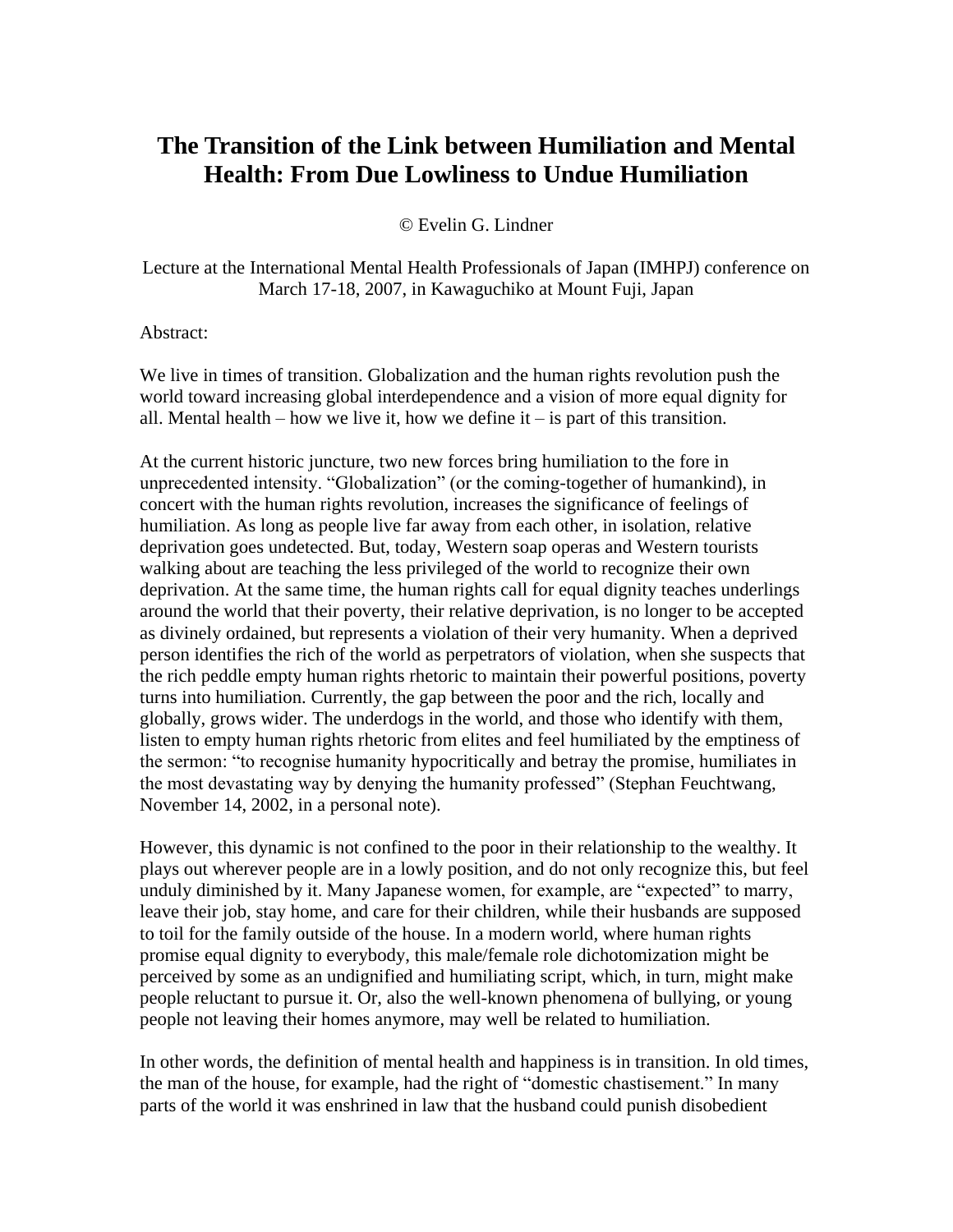# The Transition of the Link between Humiliation and Mental Health: From Due Lowliness to Undue Humiliation

© Evelin G. Lindner

Lecture at the International Mental Health Professionals of Japan (IMHPJ) conference on March 17-18, 2007, in Kawaguchiko at Mount Fuji, Japan

Abstract:

We live in times of transition. Globalization and the human rights revolution push the world toward increasing global interdependence and a vision of more equal dignity for all. Mental health – how we live it, how we define it – is part of this transition.

At the current historic juncture, two new forces bring humiliation to the fore in unprecedented intensity. "Globalization" (or the coming-together of humankind), in concert with the human rights revolution, increases the significance of feelings of humiliation. As long as people live far away from each other, in isolation, relative deprivation goes undetected. But, today, Western soap operas and Western tourists walking about are teaching the less privileged of the world to recognize their own deprivation. At the same time, the human rights call for equal dignity teaches underlings around the world that their poverty, their relative deprivation, is no longer to be accepted as divinely ordained, but represents a violation of their very humanity. When a deprived person identifies the rich of the world as perpetrators of violation, when she suspects that the rich peddle empty human rights rhetoric to maintain their powerful positions, poverty turns into humiliation. Currently, the gap between the poor and the rich, locally and globally, grows wider. The underdogs in the world, and those who identify with them, listen to empty human rights rhetoric from elites and feel humiliated by the emptiness of the sermon: "to recognise humanity hypocritically and betray the promise, humiliates in the most devastating way by denying the humanity professed" (Stephan Feuchtwang, November 14, 2002, in a personal note).

However, this dynamic is not confined to the poor in their relationship to the wealthy. It plays out wherever people are in a lowly position, and do not only recognize this, but feel unduly diminished by it. Many Japanese women, for example, are "expected" to marry, leave their job, stay home, and care for their children, while their husbands are supposed to toil for the family outside of the house. In a modern world, where human rights promise equal dignity to everybody, this male/female role dichotomization might be perceived by some as an undignified and humiliating script, which, in turn, might make people reluctant to pursue it. Or, also the well-known phenomena of bullying, or young people not leaving their homes anymore, may well be related to humiliation.

In other words, the definition of mental health and happiness is in transition. In old times, the man of the house, for example, had the right of "domestic chastisement." In many parts of the world it was enshrined in law that the husband could punish disobedient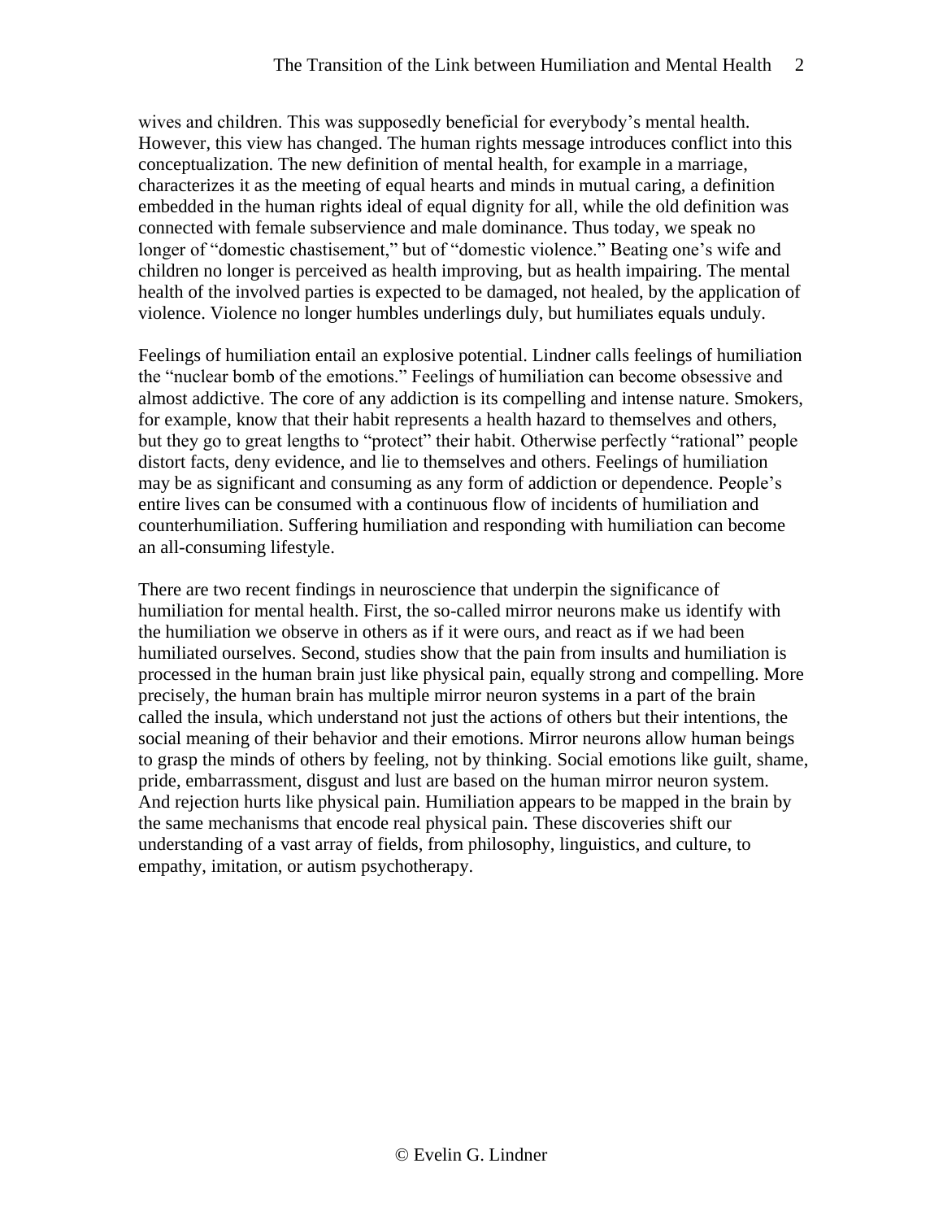wives and children. This was supposedly beneficial for everybody's mental health. However, this view has changed. The human rights message introduces conflict into this conceptualization. The new definition of mental health, for example in a marriage, characterizes it as the meeting of equal hearts and minds in mutual caring, a definition embedded in the human rights ideal of equal dignity for all, while the old definition was connected with female subservience and male dominance. Thus today, we speak no longer of "domestic chastisement," but of "domestic violence." Beating one's wife and children no longer is perceived as health improving, but as health impairing. The mental health of the involved parties is expected to be damaged, not healed, by the application of violence. Violence no longer humbles underlings duly, but humiliates equals unduly.

Feelings of humiliation entail an explosive potential. Lindner calls feelings of humiliation the "nuclear bomb of the emotions." Feelings of humiliation can become obsessive and almost addictive. The core of any addiction is its compelling and intense nature. Smokers, for example, know that their habit represents a health hazard to themselves and others, but they go to great lengths to "protect" their habit. Otherwise perfectly "rational" people distort facts, deny evidence, and lie to themselves and others. Feelings of humiliation may be as significant and consuming as any form of addiction or dependence. People's entire lives can be consumed with a continuous flow of incidents of humiliation and counterhumiliation. Suffering humiliation and responding with humiliation can become an all-consuming lifestyle.

There are two recent findings in neuroscience that underpin the significance of humiliation for mental health. First, the so-called mirror neurons make us identify with the humiliation we observe in others as if it were ours, and react as if we had been humiliated ourselves. Second, studies show that the pain from insults and humiliation is processed in the human brain just like physical pain, equally strong and compelling. More precisely, the human brain has multiple mirror neuron systems in a part of the brain called the insula, which understand not just the actions of others but their intentions, the social meaning of their behavior and their emotions. Mirror neurons allow human beings to grasp the minds of others by feeling, not by thinking. Social emotions like guilt, shame, pride, embarrassment, disgust and lust are based on the human mirror neuron system. And rejection hurts like physical pain. Humiliation appears to be mapped in the brain by the same mechanisms that encode real physical pain. These discoveries shift our understanding of a vast array of fields, from philosophy, linguistics, and culture, to empathy, imitation, or autism psychotherapy.